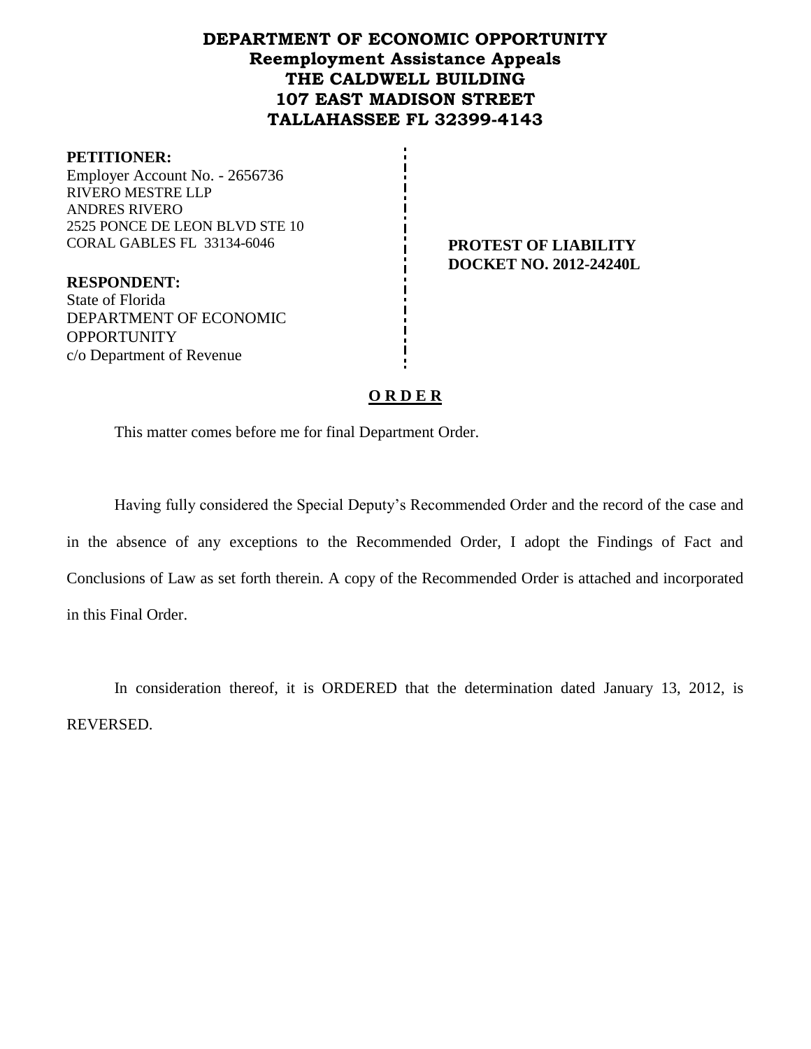# DEPARTMENT OF ECONOMIC OPPORTUNITY
## Reemployment Assistance Appeals
## THE CALDWELL BUILDING
## 107 EAST MADISON STREET
## TALLAHASSEE FL 32399-4143

**PETITIONER:**
Employer Account No. - 2656736
RIVERO MESTRE LLP
ANDRES RIVERO
2525 PONCE DE LEON BLVD STE 10
CORAL GABLES FL 33134-6046

**RESPONDENT:**
State of Florida
DEPARTMENT OF ECONOMIC OPPORTUNITY
c/o Department of Revenue

**PROTEST OF LIABILITY**
**DOCKET NO. 2012-24240L**

## O R D E R

This matter comes before me for final Department Order.

Having fully considered the Special Deputy's Recommended Order and the record of the case and in the absence of any exceptions to the Recommended Order, I adopt the Findings of Fact and Conclusions of Law as set forth therein. A copy of the Recommended Order is attached and incorporated in this Final Order.

In consideration thereof, it is ORDERED that the determination dated January 13, 2012, is REVERSED.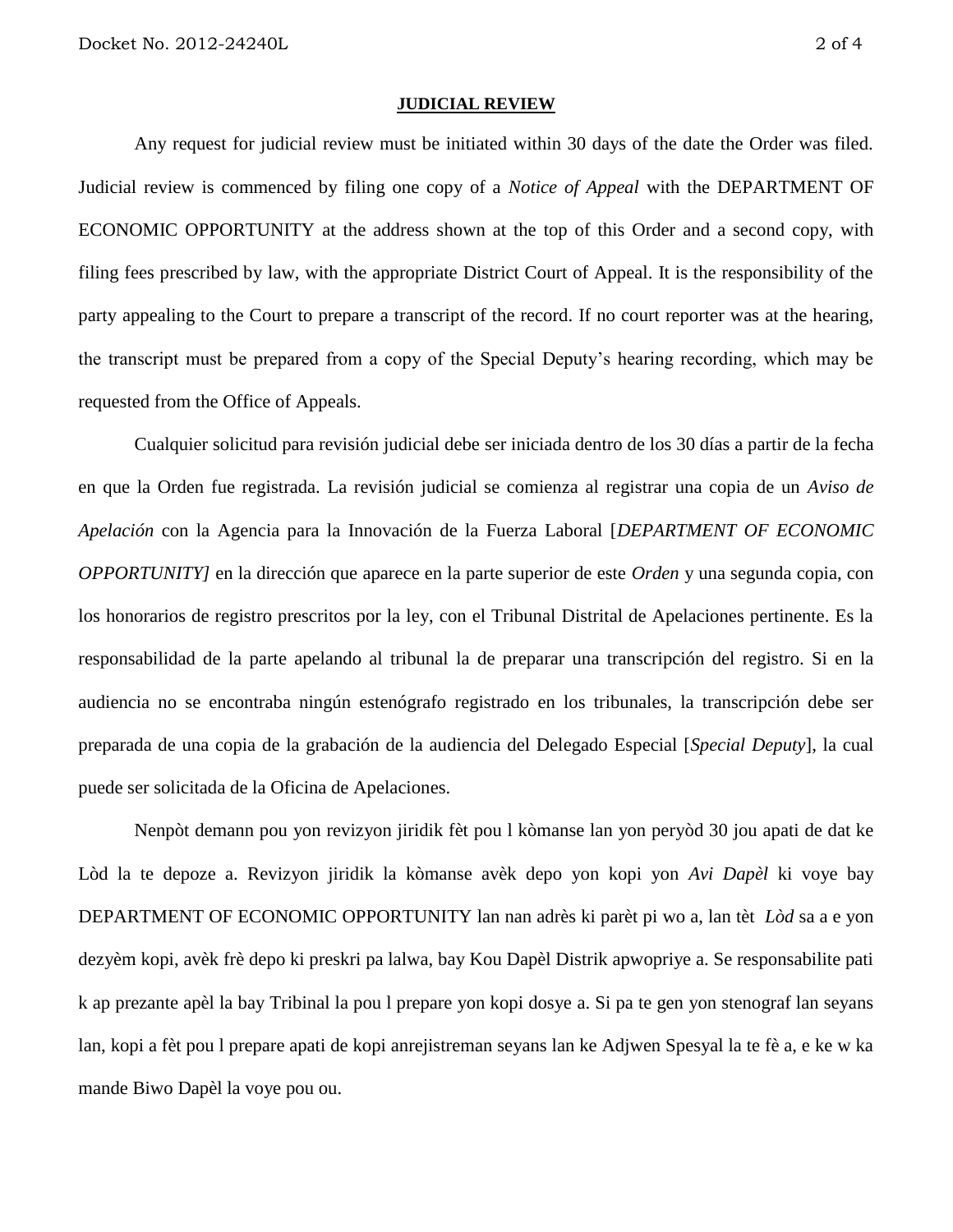## JUDICIAL REVIEW

Any request for judicial review must be initiated within 30 days of the date the Order was filed. Judicial review is commenced by filing one copy of a *Notice of Appeal* with the DEPARTMENT OF ECONOMIC OPPORTUNITY at the address shown at the top of this Order and a second copy, with filing fees prescribed by law, with the appropriate District Court of Appeal. It is the responsibility of the party appealing to the Court to prepare a transcript of the record. If no court reporter was at the hearing, the transcript must be prepared from a copy of the Special Deputy's hearing recording, which may be requested from the Office of Appeals.

Cualquier solicitud para revisión judicial debe ser iniciada dentro de los 30 días a partir de la fecha en que la Orden fue registrada. La revisión judicial se comienza al registrar una copia de un *Aviso de Apelación* con la Agencia para la Innovación de la Fuerza Laboral [*DEPARTMENT OF ECONOMIC OPPORTUNITY]* en la dirección que aparece en la parte superior de este *Orden* y una segunda copia, con los honorarios de registro prescritos por la ley, con el Tribunal Distrital de Apelaciones pertinente. Es la responsabilidad de la parte apelando al tribunal la de preparar una transcripción del registro. Si en la audiencia no se encontraba ningún estenógrafo registrado en los tribunales, la transcripción debe ser preparada de una copia de la grabación de la audiencia del Delegado Especial [*Special Deputy*], la cual puede ser solicitada de la Oficina de Apelaciones.

Nenpòt demann pou yon revizyon jiridik fèt pou l kòmanse lan yon peryòd 30 jou apati de dat ke Lòd la te depoze a. Revizyon jiridik la kòmanse avèk depo yon kopi yon *Avi Dapèl* ki voye bay DEPARTMENT OF ECONOMIC OPPORTUNITY lan nan adrès ki parèt pi wo a, lan tèt *Lòd* sa a e yon dezyèm kopi, avèk frè depo ki preskri pa lalwa, bay Kou Dapèl Distrik apwopriye a. Se responsabilite pati k ap prezante apèl la bay Tribinal la pou l prepare yon kopi dosye a. Si pa te gen yon stenograf lan seyans lan, kopi a fèt pou l prepare apati de kopi anrejistreman seyans lan ke Adjwen Spesyal la te fè a, e ke w ka mande Biwo Dapèl la voye pou ou.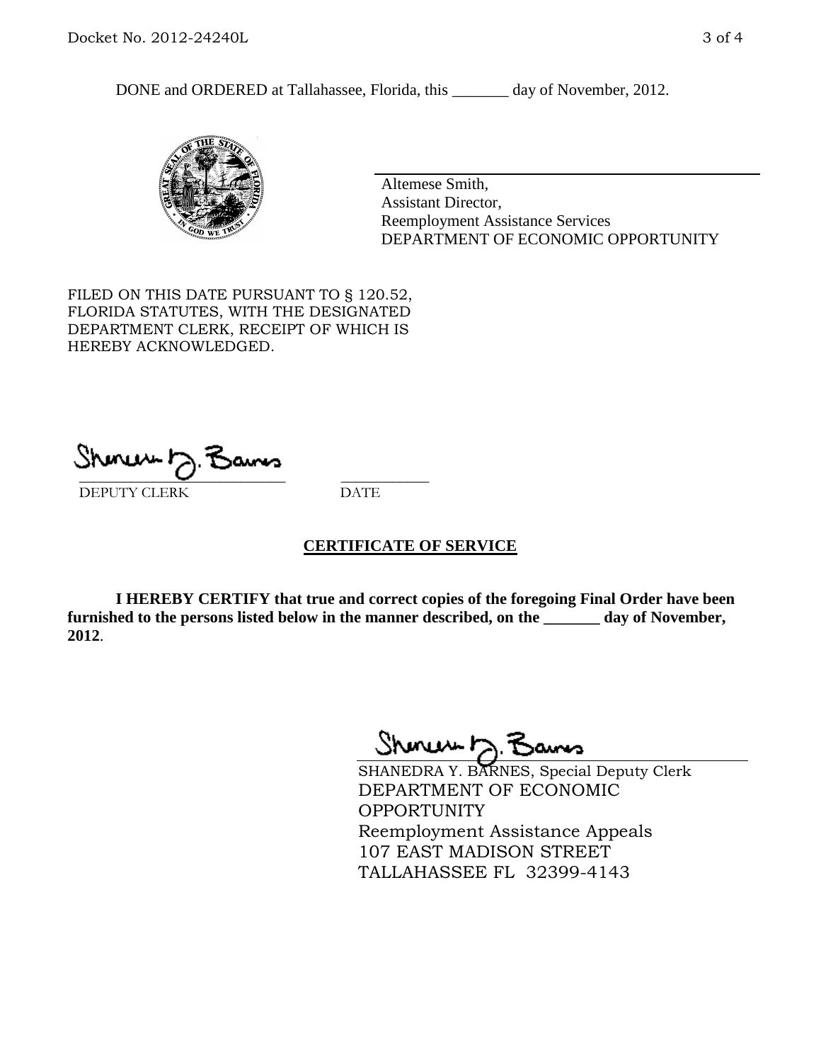DONE and ORDERED at Tallahassee, Florida, this _______ day of November, 2012.

Altemese Smith,
Assistant Director,
Reemployment Assistance Services
DEPARTMENT OF ECONOMIC OPPORTUNITY

FILED ON THIS DATE PURSUANT TO § 120.52, FLORIDA STATUTES, WITH THE DESIGNATED DEPARTMENT CLERK, RECEIPT OF WHICH IS HEREBY ACKNOWLEDGED.

___________________________ ___________
DEPUTY CLERK DATE

## CERTIFICATE OF SERVICE

**I HEREBY CERTIFY that true and correct copies of the foregoing Final Order have been furnished to the persons listed below in the manner described, on the _______ day of November, 2012**.

SHANEDRA Y. BARNES, Special Deputy Clerk
DEPARTMENT OF ECONOMIC OPPORTUNITY
Reemployment Assistance Appeals
107 EAST MADISON STREET
TALLAHASSEE FL 32399-4143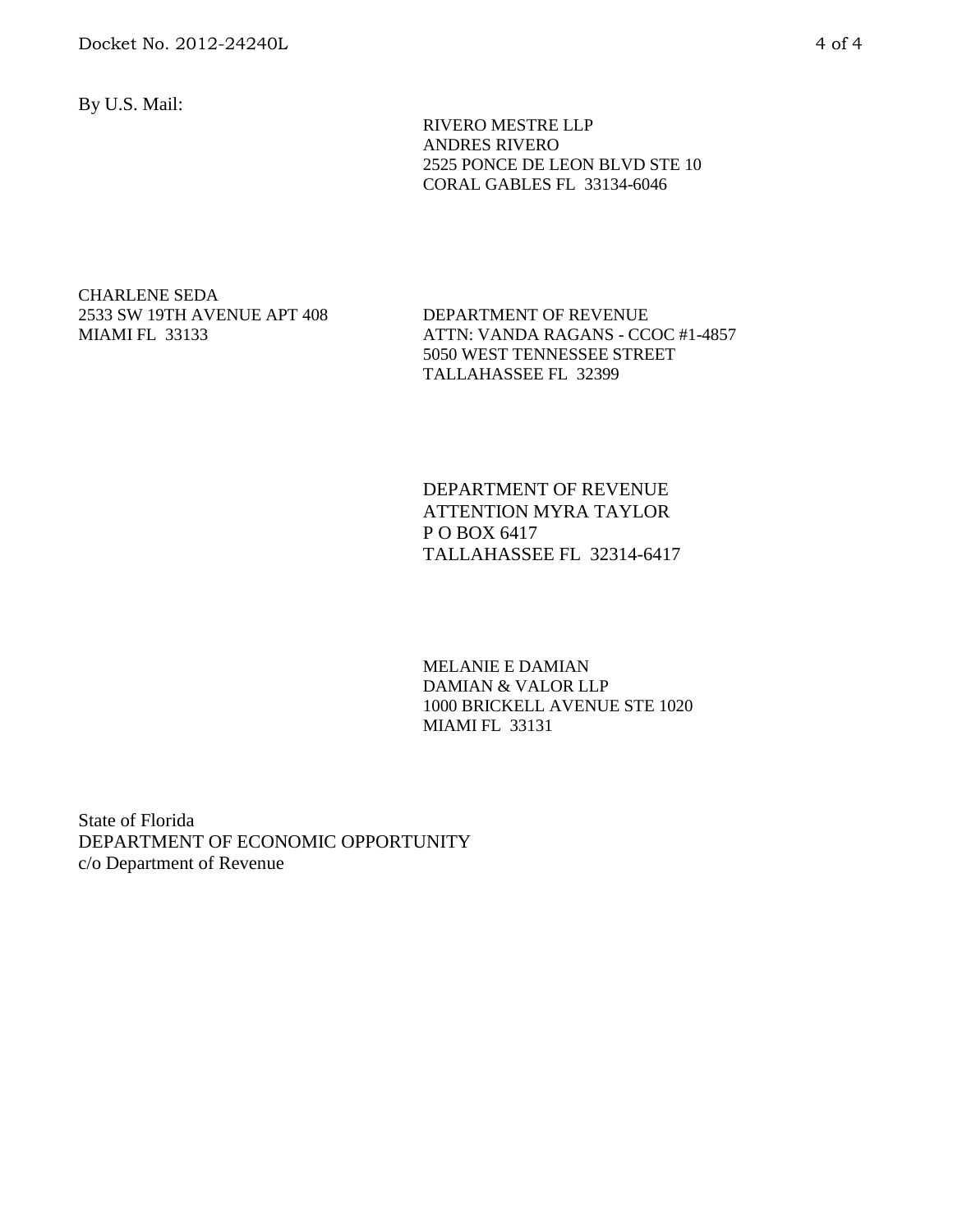By U.S. Mail:

RIVERO MESTRE LLP
ANDRES RIVERO
2525 PONCE DE LEON BLVD STE 10
CORAL GABLES FL 33134-6046

CHARLENE SEDA
2533 SW 19TH AVENUE APT 408
MIAMI FL 33133

DEPARTMENT OF REVENUE
ATTN: VANDA RAGANS - CCOC #1-4857
5050 WEST TENNESSEE STREET
TALLAHASSEE FL 32399

DEPARTMENT OF REVENUE
ATTENTION MYRA TAYLOR
P O BOX 6417
TALLAHASSEE FL 32314-6417

MELANIE E DAMIAN
DAMIAN & VALOR LLP
1000 BRICKELL AVENUE STE 1020
MIAMI FL 33131

State of Florida
DEPARTMENT OF ECONOMIC OPPORTUNITY
c/o Department of Revenue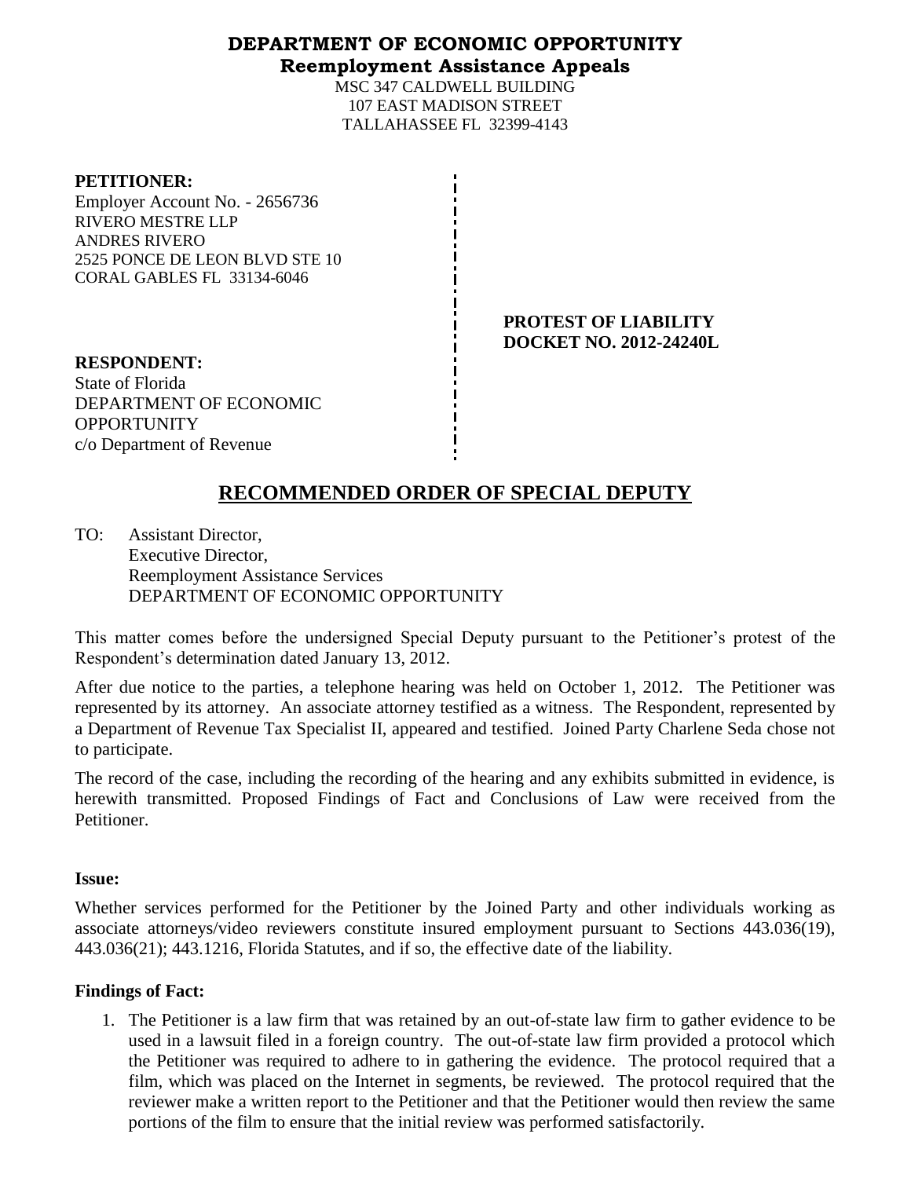**DEPARTMENT OF ECONOMIC OPPORTUNITY**
**Reemployment Assistance Appeals**

MSC 347 CALDWELL BUILDING
107 EAST MADISON STREET
TALLAHASSEE FL 32399-4143

**PETITIONER:**
Employer Account No. - 2656736
RIVERO MESTRE LLP
ANDRES RIVERO
2525 PONCE DE LEON BLVD STE 10
CORAL GABLES FL 33134-6046

**PROTEST OF LIABILITY**
**DOCKET NO. 2012-24240L**

**RESPONDENT:**
State of Florida
DEPARTMENT OF ECONOMIC OPPORTUNITY
c/o Department of Revenue

# RECOMMENDED ORDER OF SPECIAL DEPUTY

TO: Assistant Director,
Executive Director,
Reemployment Assistance Services
DEPARTMENT OF ECONOMIC OPPORTUNITY

This matter comes before the undersigned Special Deputy pursuant to the Petitioner's protest of the Respondent's determination dated January 13, 2012.

After due notice to the parties, a telephone hearing was held on October 1, 2012. The Petitioner was represented by its attorney. An associate attorney testified as a witness. The Respondent, represented by a Department of Revenue Tax Specialist II, appeared and testified. Joined Party Charlene Seda chose not to participate.

The record of the case, including the recording of the hearing and any exhibits submitted in evidence, is herewith transmitted. Proposed Findings of Fact and Conclusions of Law were received from the Petitioner.

**Issue:**

Whether services performed for the Petitioner by the Joined Party and other individuals working as associate attorneys/video reviewers constitute insured employment pursuant to Sections 443.036(19), 443.036(21); 443.1216, Florida Statutes, and if so, the effective date of the liability.

**Findings of Fact:**

1. The Petitioner is a law firm that was retained by an out-of-state law firm to gather evidence to be used in a lawsuit filed in a foreign country. The out-of-state law firm provided a protocol which the Petitioner was required to adhere to in gathering the evidence. The protocol required that a film, which was placed on the Internet in segments, be reviewed. The protocol required that the reviewer make a written report to the Petitioner and that the Petitioner would then review the same portions of the film to ensure that the initial review was performed satisfactorily.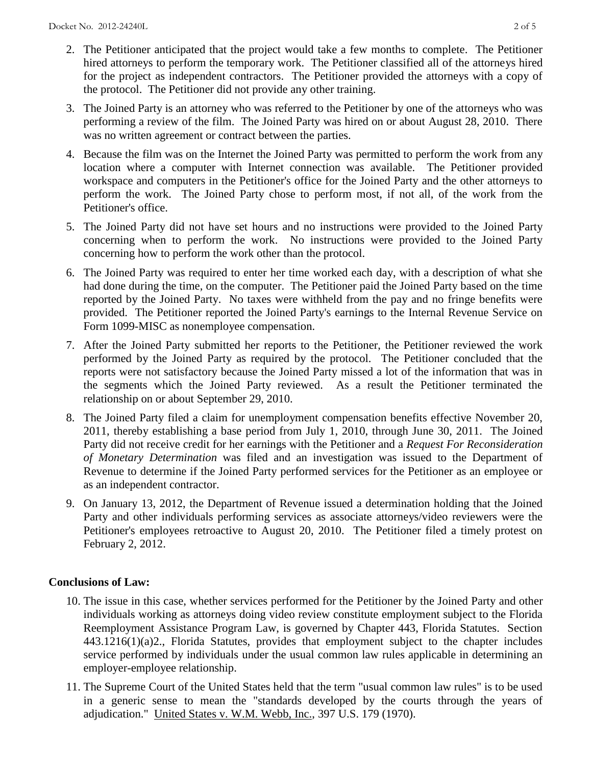2. The Petitioner anticipated that the project would take a few months to complete. The Petitioner hired attorneys to perform the temporary work. The Petitioner classified all of the attorneys hired for the project as independent contractors. The Petitioner provided the attorneys with a copy of the protocol. The Petitioner did not provide any other training.

3. The Joined Party is an attorney who was referred to the Petitioner by one of the attorneys who was performing a review of the film. The Joined Party was hired on or about August 28, 2010. There was no written agreement or contract between the parties.

4. Because the film was on the Internet the Joined Party was permitted to perform the work from any location where a computer with Internet connection was available. The Petitioner provided workspace and computers in the Petitioner's office for the Joined Party and the other attorneys to perform the work. The Joined Party chose to perform most, if not all, of the work from the Petitioner's office.

5. The Joined Party did not have set hours and no instructions were provided to the Joined Party concerning when to perform the work. No instructions were provided to the Joined Party concerning how to perform the work other than the protocol.

6. The Joined Party was required to enter her time worked each day, with a description of what she had done during the time, on the computer. The Petitioner paid the Joined Party based on the time reported by the Joined Party. No taxes were withheld from the pay and no fringe benefits were provided. The Petitioner reported the Joined Party's earnings to the Internal Revenue Service on Form 1099-MISC as nonemployee compensation.

7. After the Joined Party submitted her reports to the Petitioner, the Petitioner reviewed the work performed by the Joined Party as required by the protocol. The Petitioner concluded that the reports were not satisfactory because the Joined Party missed a lot of the information that was in the segments which the Joined Party reviewed. As a result the Petitioner terminated the relationship on or about September 29, 2010.

8. The Joined Party filed a claim for unemployment compensation benefits effective November 20, 2011, thereby establishing a base period from July 1, 2010, through June 30, 2011. The Joined Party did not receive credit for her earnings with the Petitioner and a *Request For Reconsideration of Monetary Determination* was filed and an investigation was issued to the Department of Revenue to determine if the Joined Party performed services for the Petitioner as an employee or as an independent contractor.

9. On January 13, 2012, the Department of Revenue issued a determination holding that the Joined Party and other individuals performing services as associate attorneys/video reviewers were the Petitioner's employees retroactive to August 20, 2010. The Petitioner filed a timely protest on February 2, 2012.

## Conclusions of Law:

10. The issue in this case, whether services performed for the Petitioner by the Joined Party and other individuals working as attorneys doing video review constitute employment subject to the Florida Reemployment Assistance Program Law, is governed by Chapter 443, Florida Statutes. Section 443.1216(1)(a)2., Florida Statutes, provides that employment subject to the chapter includes service performed by individuals under the usual common law rules applicable in determining an employer-employee relationship.

11. The Supreme Court of the United States held that the term "usual common law rules" is to be used in a generic sense to mean the "standards developed by the courts through the years of adjudication." United States v. W.M. Webb, Inc., 397 U.S. 179 (1970).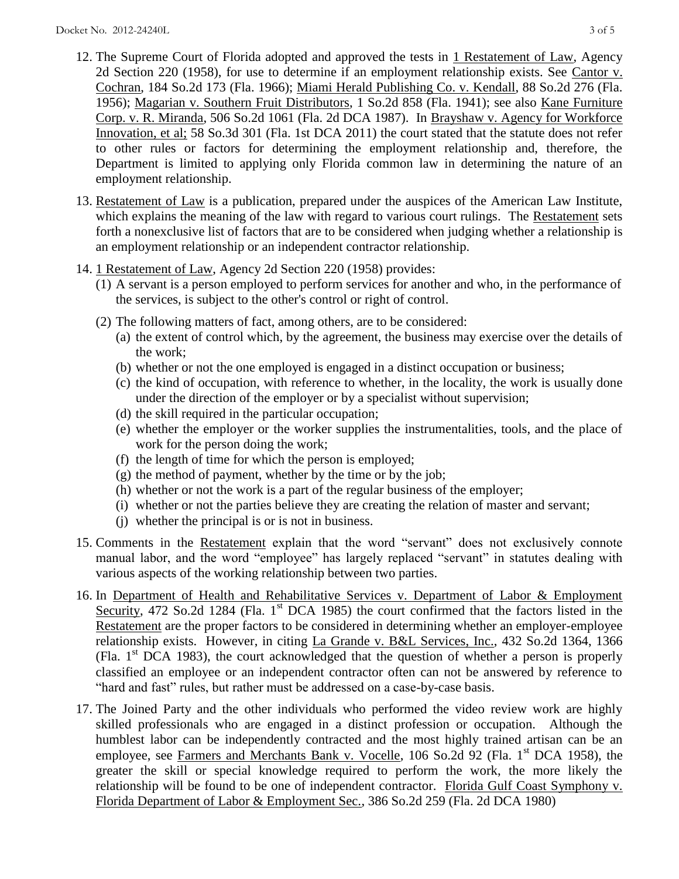12. The Supreme Court of Florida adopted and approved the tests in 1 Restatement of Law, Agency 2d Section 220 (1958), for use to determine if an employment relationship exists. See Cantor v. Cochran, 184 So.2d 173 (Fla. 1966); Miami Herald Publishing Co. v. Kendall, 88 So.2d 276 (Fla. 1956); Magarian v. Southern Fruit Distributors, 1 So.2d 858 (Fla. 1941); see also Kane Furniture Corp. v. R. Miranda, 506 So.2d 1061 (Fla. 2d DCA 1987). In Brayshaw v. Agency for Workforce Innovation, et al; 58 So.3d 301 (Fla. 1st DCA 2011) the court stated that the statute does not refer to other rules or factors for determining the employment relationship and, therefore, the Department is limited to applying only Florida common law in determining the nature of an employment relationship.

13. Restatement of Law is a publication, prepared under the auspices of the American Law Institute, which explains the meaning of the law with regard to various court rulings. The Restatement sets forth a nonexclusive list of factors that are to be considered when judging whether a relationship is an employment relationship or an independent contractor relationship.

14. 1 Restatement of Law, Agency 2d Section 220 (1958) provides:
    (1) A servant is a person employed to perform services for another and who, in the performance of the services, is subject to the other's control or right of control.
    (2) The following matters of fact, among others, are to be considered:
        (a) the extent of control which, by the agreement, the business may exercise over the details of the work;
        (b) whether or not the one employed is engaged in a distinct occupation or business;
        (c) the kind of occupation, with reference to whether, in the locality, the work is usually done under the direction of the employer or by a specialist without supervision;
        (d) the skill required in the particular occupation;
        (e) whether the employer or the worker supplies the instrumentalities, tools, and the place of work for the person doing the work;
        (f) the length of time for which the person is employed;
        (g) the method of payment, whether by the time or by the job;
        (h) whether or not the work is a part of the regular business of the employer;
        (i) whether or not the parties believe they are creating the relation of master and servant;
        (j) whether the principal is or is not in business.

15. Comments in the Restatement explain that the word "servant" does not exclusively connote manual labor, and the word "employee" has largely replaced "servant" in statutes dealing with various aspects of the working relationship between two parties.

16. In Department of Health and Rehabilitative Services v. Department of Labor & Employment Security, 472 So.2d 1284 (Fla. 1st DCA 1985) the court confirmed that the factors listed in the Restatement are the proper factors to be considered in determining whether an employer-employee relationship exists. However, in citing La Grande v. B&L Services, Inc., 432 So.2d 1364, 1366 (Fla. 1st DCA 1983), the court acknowledged that the question of whether a person is properly classified an employee or an independent contractor often can not be answered by reference to "hard and fast" rules, but rather must be addressed on a case-by-case basis.

17. The Joined Party and the other individuals who performed the video review work are highly skilled professionals who are engaged in a distinct profession or occupation. Although the humblest labor can be independently contracted and the most highly trained artisan can be an employee, see Farmers and Merchants Bank v. Vocelle, 106 So.2d 92 (Fla. 1st DCA 1958), the greater the skill or special knowledge required to perform the work, the more likely the relationship will be found to be one of independent contractor. Florida Gulf Coast Symphony v. Florida Department of Labor & Employment Sec., 386 So.2d 259 (Fla. 2d DCA 1980)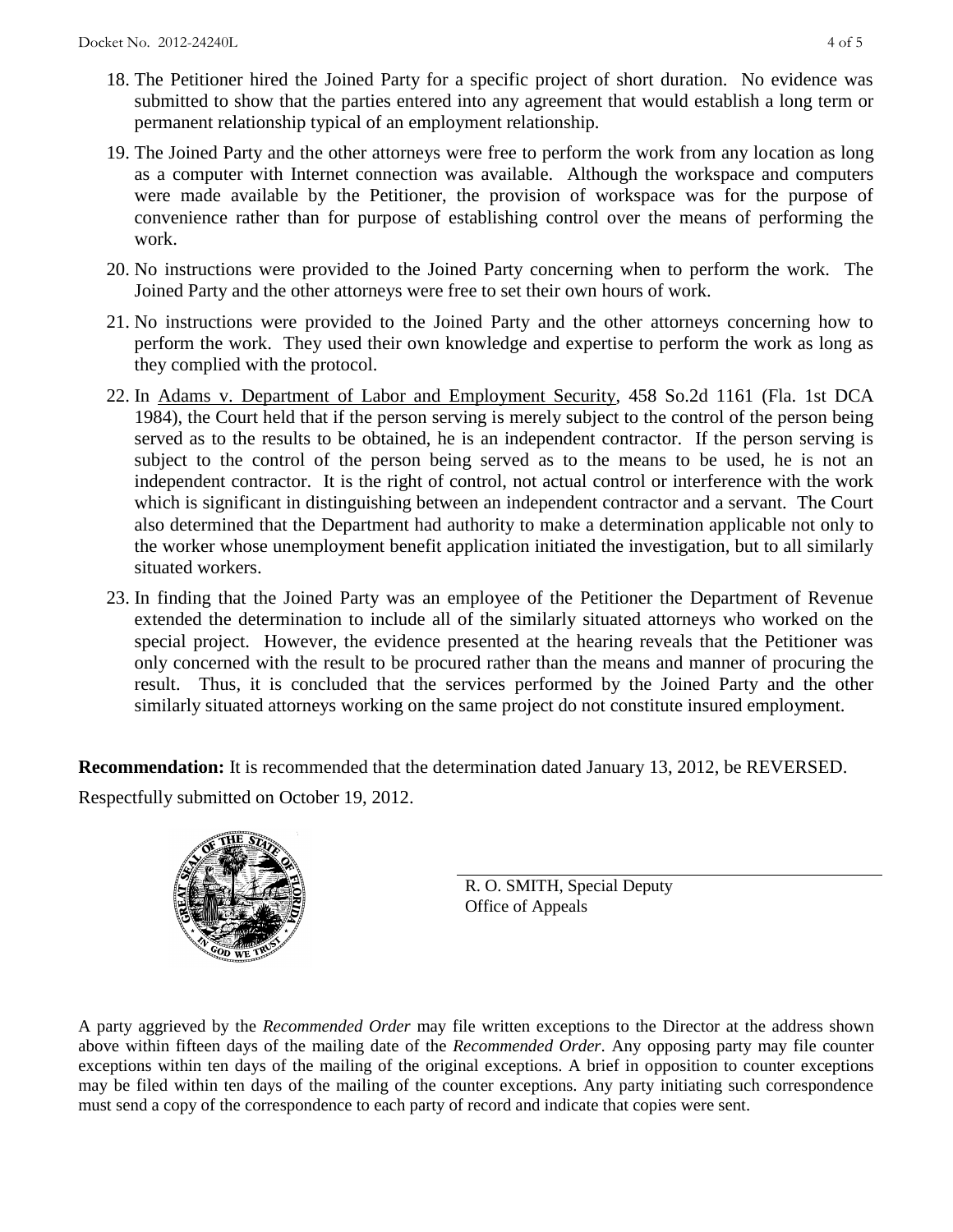18. The Petitioner hired the Joined Party for a specific project of short duration. No evidence was submitted to show that the parties entered into any agreement that would establish a long term or permanent relationship typical of an employment relationship.

19. The Joined Party and the other attorneys were free to perform the work from any location as long as a computer with Internet connection was available. Although the workspace and computers were made available by the Petitioner, the provision of workspace was for the purpose of convenience rather than for purpose of establishing control over the means of performing the work.

20. No instructions were provided to the Joined Party concerning when to perform the work. The Joined Party and the other attorneys were free to set their own hours of work.

21. No instructions were provided to the Joined Party and the other attorneys concerning how to perform the work. They used their own knowledge and expertise to perform the work as long as they complied with the protocol.

22. In Adams v. Department of Labor and Employment Security, 458 So.2d 1161 (Fla. 1st DCA 1984), the Court held that if the person serving is merely subject to the control of the person being served as to the results to be obtained, he is an independent contractor. If the person serving is subject to the control of the person being served as to the means to be used, he is not an independent contractor. It is the right of control, not actual control or interference with the work which is significant in distinguishing between an independent contractor and a servant. The Court also determined that the Department had authority to make a determination applicable not only to the worker whose unemployment benefit application initiated the investigation, but to all similarly situated workers.

23. In finding that the Joined Party was an employee of the Petitioner the Department of Revenue extended the determination to include all of the similarly situated attorneys who worked on the special project. However, the evidence presented at the hearing reveals that the Petitioner was only concerned with the result to be procured rather than the means and manner of procuring the result. Thus, it is concluded that the services performed by the Joined Party and the other similarly situated attorneys working on the same project do not constitute insured employment.

**Recommendation:** It is recommended that the determination dated January 13, 2012, be REVERSED.

Respectfully submitted on October 19, 2012.

R. O. SMITH, Special Deputy
Office of Appeals

A party aggrieved by the *Recommended Order* may file written exceptions to the Director at the address shown above within fifteen days of the mailing date of the *Recommended Order*. Any opposing party may file counter exceptions within ten days of the mailing of the original exceptions. A brief in opposition to counter exceptions may be filed within ten days of the mailing of the counter exceptions. Any party initiating such correspondence must send a copy of the correspondence to each party of record and indicate that copies were sent.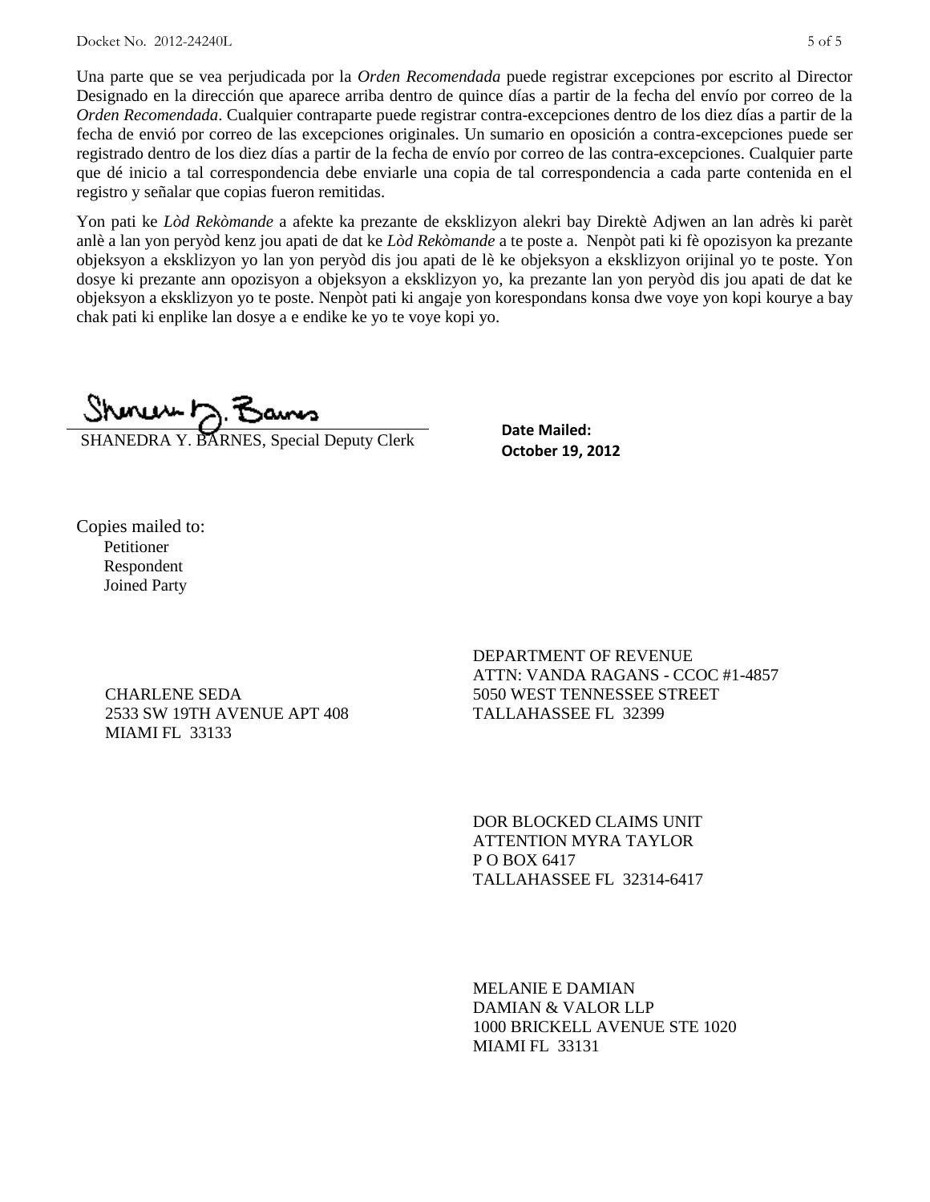Una parte que se vea perjudicada por la *Orden Recomendada* puede registrar excepciones por escrito al Director Designado en la dirección que aparece arriba dentro de quince días a partir de la fecha del envío por correo de la *Orden Recomendada*. Cualquier contraparte puede registrar contra-excepciones dentro de los diez días a partir de la fecha de envió por correo de las excepciones originales. Un sumario en oposición a contra-excepciones puede ser registrado dentro de los diez días a partir de la fecha de envío por correo de las contra-excepciones. Cualquier parte que dé inicio a tal correspondencia debe enviarle una copia de tal correspondencia a cada parte contenida en el registro y señalar que copias fueron remitidas.

Yon pati ke *Lòd Rekòmande* a afekte ka prezante de eksklizyon alekri bay Direktè Adjwen an lan adrès ki parèt anlè a lan yon peryòd kenz jou apati de dat ke *Lòd Rekòmande* a te poste a. Nenpòt pati ki fè opozisyon ka prezante objeksyon a eksklizyon yo lan yon peryòd dis jou apati de lè ke objeksyon a eksklizyon orijinal yo te poste. Yon dosye ki prezante ann opozisyon a objeksyon a eksklizyon yo, ka prezante lan yon peryòd dis jou apati de dat ke objeksyon a eksklizyon yo te poste. Nenpòt pati ki angaje yon korespondans konsa dwe voye yon kopi kourye a bay chak pati ki enplike lan dosye a e endike ke yo te voye kopi yo.

Shanedra Y. Barnes

SHANEDRA Y. BARNES, Special Deputy Clerk

**Date Mailed:**
**October 19, 2012**

Copies mailed to:
Petitioner
Respondent
Joined Party

CHARLENE SEDA
2533 SW 19TH AVENUE APT 408
MIAMI FL 33133

DEPARTMENT OF REVENUE
ATTN: VANDA RAGANS - CCOC #1-4857
5050 WEST TENNESSEE STREET
TALLAHASSEE FL 32399

DOR BLOCKED CLAIMS UNIT
ATTENTION MYRA TAYLOR
P O BOX 6417
TALLAHASSEE FL 32314-6417

MELANIE E DAMIAN
DAMIAN & VALOR LLP
1000 BRICKELL AVENUE STE 1020
MIAMI FL 33131